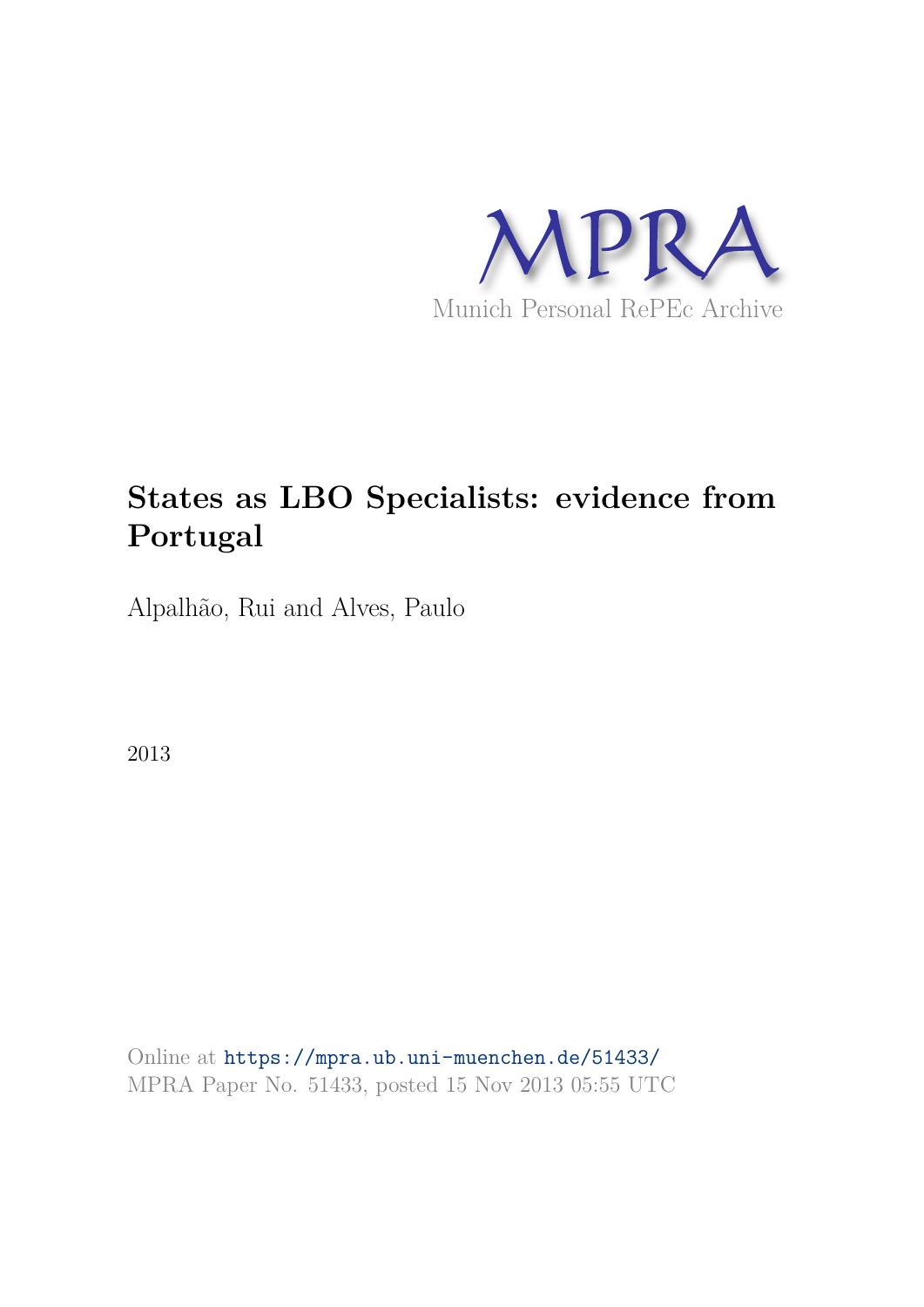MPRA

Munich Personal RePEc Archive

# States as LBO Specialists: evidence from Portugal

Alpalhão, Rui and Alves, Paulo

2013

Online at https://mpra.ub.uni-muenchen.de/51433/
MPRA Paper No. 51433, posted 15 Nov 2013 05:55 UTC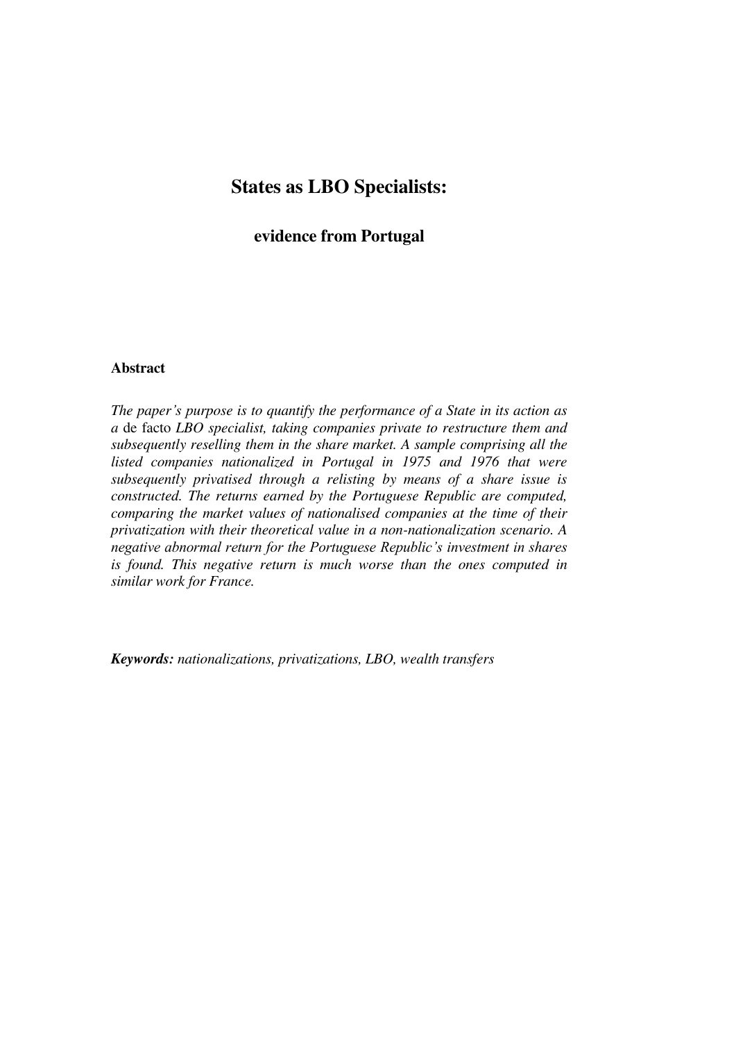# States as LBO Specialists:

## evidence from Portugal

**Abstract**

*The paper's purpose is to quantify the performance of a State in its action as a* de facto *LBO specialist, taking companies private to restructure them and subsequently reselling them in the share market. A sample comprising all the listed companies nationalized in Portugal in 1975 and 1976 that were subsequently privatised through a relisting by means of a share issue is constructed. The returns earned by the Portuguese Republic are computed, comparing the market values of nationalised companies at the time of their privatization with their theoretical value in a non-nationalization scenario. A negative abnormal return for the Portuguese Republic's investment in shares is found. This negative return is much worse than the ones computed in similar work for France.*

***Keywords:*** *nationalizations, privatizations, LBO, wealth transfers*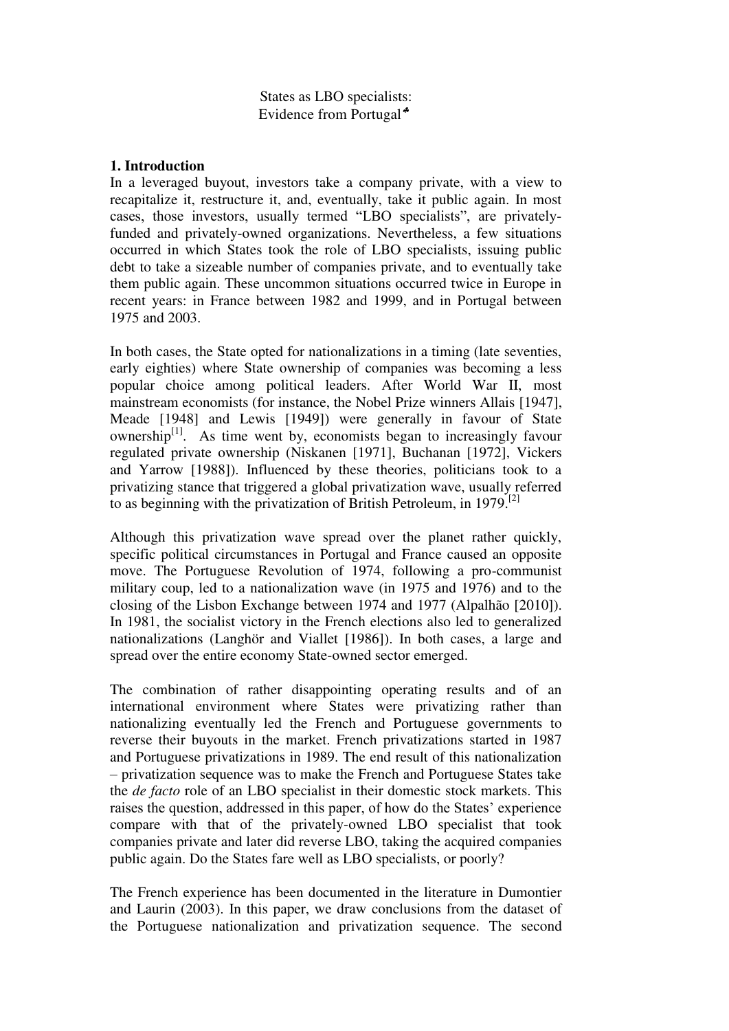States as LBO specialists:
Evidence from Portugal♣

## 1. Introduction

In a leveraged buyout, investors take a company private, with a view to recapitalize it, restructure it, and, eventually, take it public again. In most cases, those investors, usually termed "LBO specialists", are privately-funded and privately-owned organizations. Nevertheless, a few situations occurred in which States took the role of LBO specialists, issuing public debt to take a sizeable number of companies private, and to eventually take them public again. These uncommon situations occurred twice in Europe in recent years: in France between 1982 and 1999, and in Portugal between 1975 and 2003.

In both cases, the State opted for nationalizations in a timing (late seventies, early eighties) where State ownership of companies was becoming a less popular choice among political leaders. After World War II, most mainstream economists (for instance, the Nobel Prize winners Allais [1947], Meade [1948] and Lewis [1949]) were generally in favour of State ownership[1]. As time went by, economists began to increasingly favour regulated private ownership (Niskanen [1971], Buchanan [1972], Vickers and Yarrow [1988]). Influenced by these theories, politicians took to a privatizing stance that triggered a global privatization wave, usually referred to as beginning with the privatization of British Petroleum, in 1979.[2]

Although this privatization wave spread over the planet rather quickly, specific political circumstances in Portugal and France caused an opposite move. The Portuguese Revolution of 1974, following a pro-communist military coup, led to a nationalization wave (in 1975 and 1976) and to the closing of the Lisbon Exchange between 1974 and 1977 (Alpalhão [2010]). In 1981, the socialist victory in the French elections also led to generalized nationalizations (Langhör and Viallet [1986]). In both cases, a large and spread over the entire economy State-owned sector emerged.

The combination of rather disappointing operating results and of an international environment where States were privatizing rather than nationalizing eventually led the French and Portuguese governments to reverse their buyouts in the market. French privatizations started in 1987 and Portuguese privatizations in 1989. The end result of this nationalization – privatization sequence was to make the French and Portuguese States take the *de facto* role of an LBO specialist in their domestic stock markets. This raises the question, addressed in this paper, of how do the States' experience compare with that of the privately-owned LBO specialist that took companies private and later did reverse LBO, taking the acquired companies public again. Do the States fare well as LBO specialists, or poorly?

The French experience has been documented in the literature in Dumontier and Laurin (2003). In this paper, we draw conclusions from the dataset of the Portuguese nationalization and privatization sequence. The second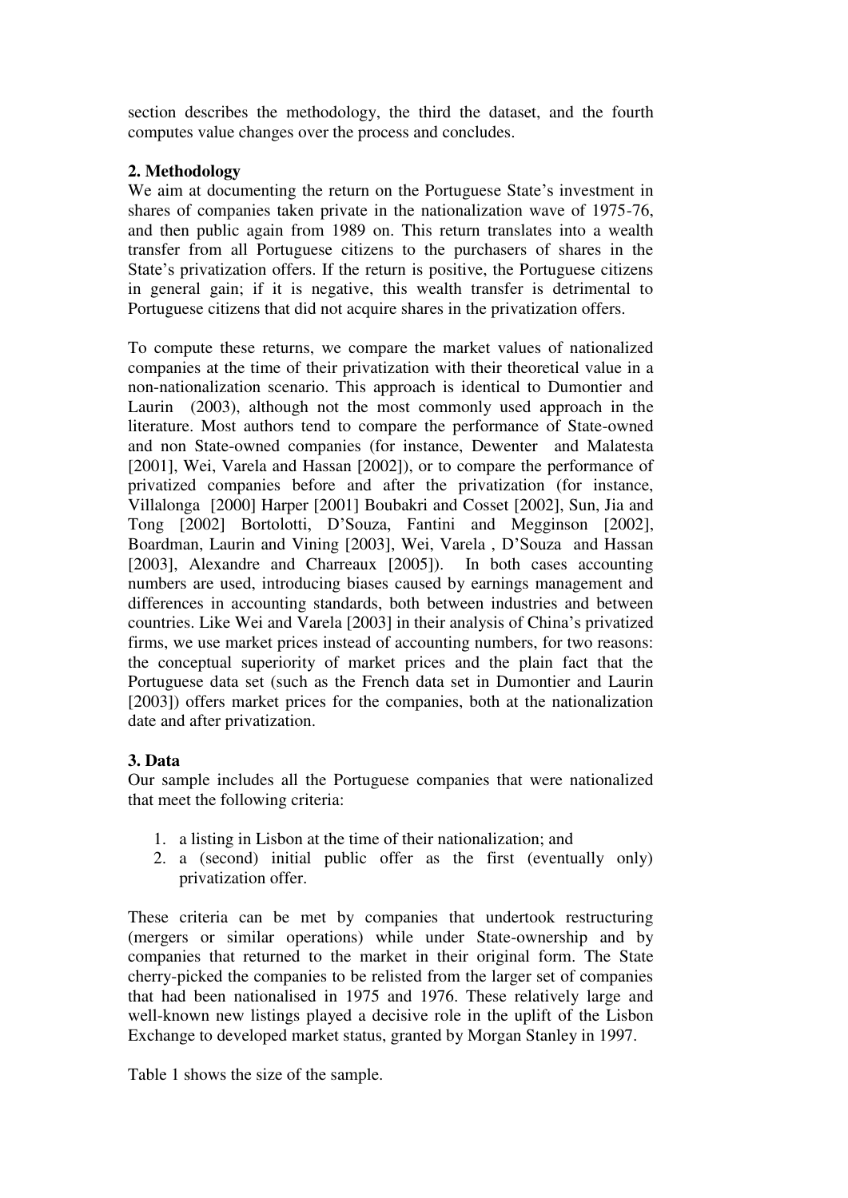section describes the methodology, the third the dataset, and the fourth computes value changes over the process and concludes.

## 2. Methodology

We aim at documenting the return on the Portuguese State's investment in shares of companies taken private in the nationalization wave of 1975-76, and then public again from 1989 on. This return translates into a wealth transfer from all Portuguese citizens to the purchasers of shares in the State's privatization offers. If the return is positive, the Portuguese citizens in general gain; if it is negative, this wealth transfer is detrimental to Portuguese citizens that did not acquire shares in the privatization offers.

To compute these returns, we compare the market values of nationalized companies at the time of their privatization with their theoretical value in a non-nationalization scenario. This approach is identical to Dumontier and Laurin (2003), although not the most commonly used approach in the literature. Most authors tend to compare the performance of State-owned and non State-owned companies (for instance, Dewenter and Malatesta [2001], Wei, Varela and Hassan [2002]), or to compare the performance of privatized companies before and after the privatization (for instance, Villalonga [2000] Harper [2001] Boubakri and Cosset [2002], Sun, Jia and Tong [2002] Bortolotti, D'Souza, Fantini and Megginson [2002], Boardman, Laurin and Vining [2003], Wei, Varela , D'Souza and Hassan [2003], Alexandre and Charreaux [2005]). In both cases accounting numbers are used, introducing biases caused by earnings management and differences in accounting standards, both between industries and between countries. Like Wei and Varela [2003] in their analysis of China's privatized firms, we use market prices instead of accounting numbers, for two reasons: the conceptual superiority of market prices and the plain fact that the Portuguese data set (such as the French data set in Dumontier and Laurin [2003]) offers market prices for the companies, both at the nationalization date and after privatization.

## 3. Data

Our sample includes all the Portuguese companies that were nationalized that meet the following criteria:

1. a listing in Lisbon at the time of their nationalization; and
2. a (second) initial public offer as the first (eventually only) privatization offer.

These criteria can be met by companies that undertook restructuring (mergers or similar operations) while under State-ownership and by companies that returned to the market in their original form. The State cherry-picked the companies to be relisted from the larger set of companies that had been nationalised in 1975 and 1976. These relatively large and well-known new listings played a decisive role in the uplift of the Lisbon Exchange to developed market status, granted by Morgan Stanley in 1997.

Table 1 shows the size of the sample.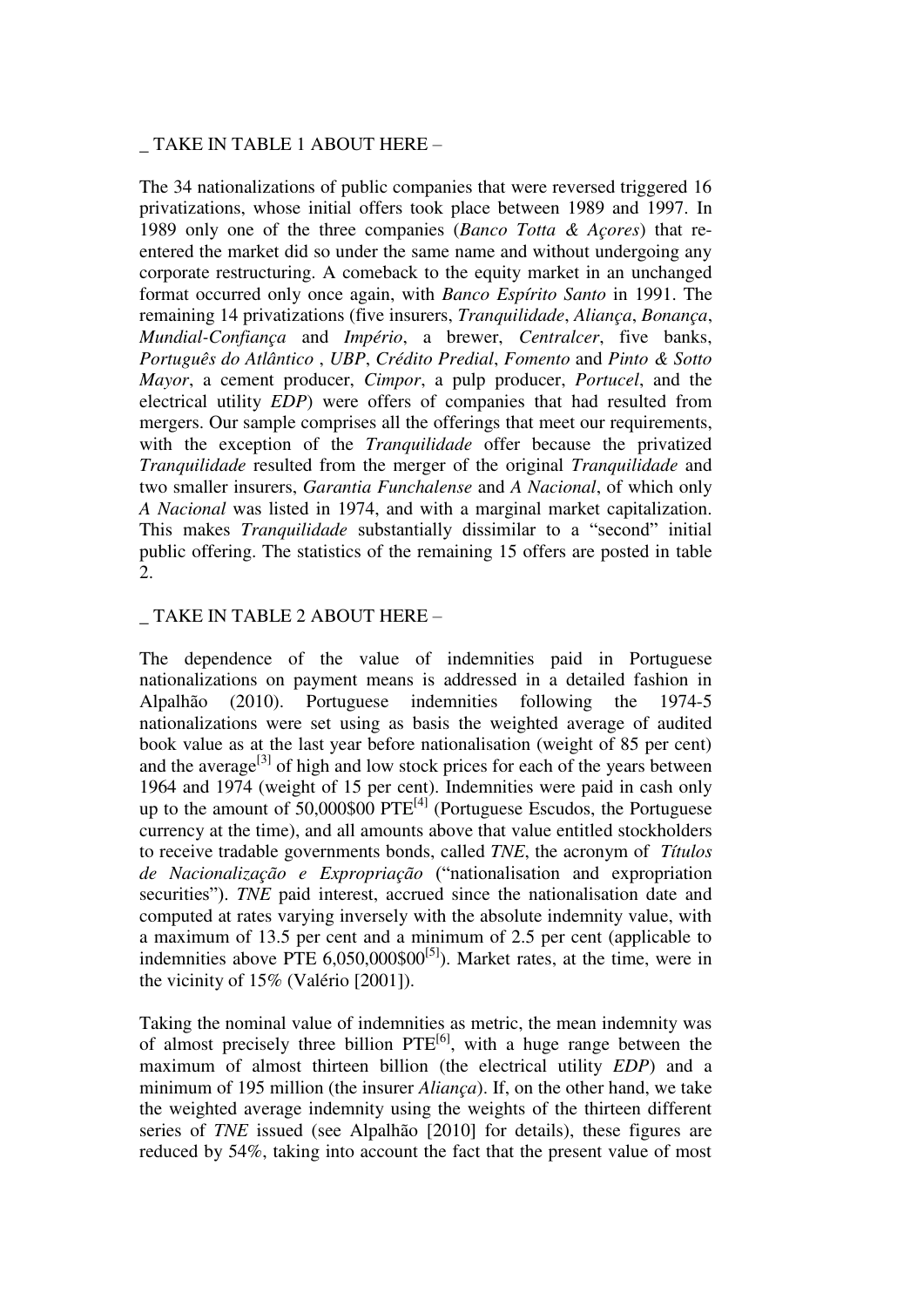_ TAKE IN TABLE 1 ABOUT HERE –

The 34 nationalizations of public companies that were reversed triggered 16 privatizations, whose initial offers took place between 1989 and 1997. In 1989 only one of the three companies (*Banco Totta & Açores*) that re-entered the market did so under the same name and without undergoing any corporate restructuring. A comeback to the equity market in an unchanged format occurred only once again, with *Banco Espírito Santo* in 1991. The remaining 14 privatizations (five insurers, *Tranquilidade*, *Aliança*, *Bonança*, *Mundial-Confiança* and *Império*, a brewer, *Centralcer*, five banks, *Português do Atlântico* , *UBP*, *Crédito Predial*, *Fomento* and *Pinto & Sotto Mayor*, a cement producer, *Cimpor*, a pulp producer, *Portucel*, and the electrical utility *EDP*) were offers of companies that had resulted from mergers. Our sample comprises all the offerings that meet our requirements, with the exception of the *Tranquilidade* offer because the privatized *Tranquilidade* resulted from the merger of the original *Tranquilidade* and two smaller insurers, *Garantia Funchalense* and *A Nacional*, of which only *A Nacional* was listed in 1974, and with a marginal market capitalization. This makes *Tranquilidade* substantially dissimilar to a "second" initial public offering. The statistics of the remaining 15 offers are posted in table 2.

_ TAKE IN TABLE 2 ABOUT HERE –

The dependence of the value of indemnities paid in Portuguese nationalizations on payment means is addressed in a detailed fashion in Alpalhão (2010). Portuguese indemnities following the 1974-5 nationalizations were set using as basis the weighted average of audited book value as at the last year before nationalisation (weight of 85 per cent) and the average[3] of high and low stock prices for each of the years between 1964 and 1974 (weight of 15 per cent). Indemnities were paid in cash only up to the amount of 50,000$00 PTE[4] (Portuguese Escudos, the Portuguese currency at the time), and all amounts above that value entitled stockholders to receive tradable governments bonds, called *TNE*, the acronym of *Títulos de Nacionalização e Expropriação* ("nationalisation and expropriation securities"). *TNE* paid interest, accrued since the nationalisation date and computed at rates varying inversely with the absolute indemnity value, with a maximum of 13.5 per cent and a minimum of 2.5 per cent (applicable to indemnities above PTE 6,050,000$00[5]). Market rates, at the time, were in the vicinity of 15% (Valério [2001]).

Taking the nominal value of indemnities as metric, the mean indemnity was of almost precisely three billion PTE[6], with a huge range between the maximum of almost thirteen billion (the electrical utility *EDP*) and a minimum of 195 million (the insurer *Aliança*). If, on the other hand, we take the weighted average indemnity using the weights of the thirteen different series of *TNE* issued (see Alpalhão [2010] for details), these figures are reduced by 54%, taking into account the fact that the present value of most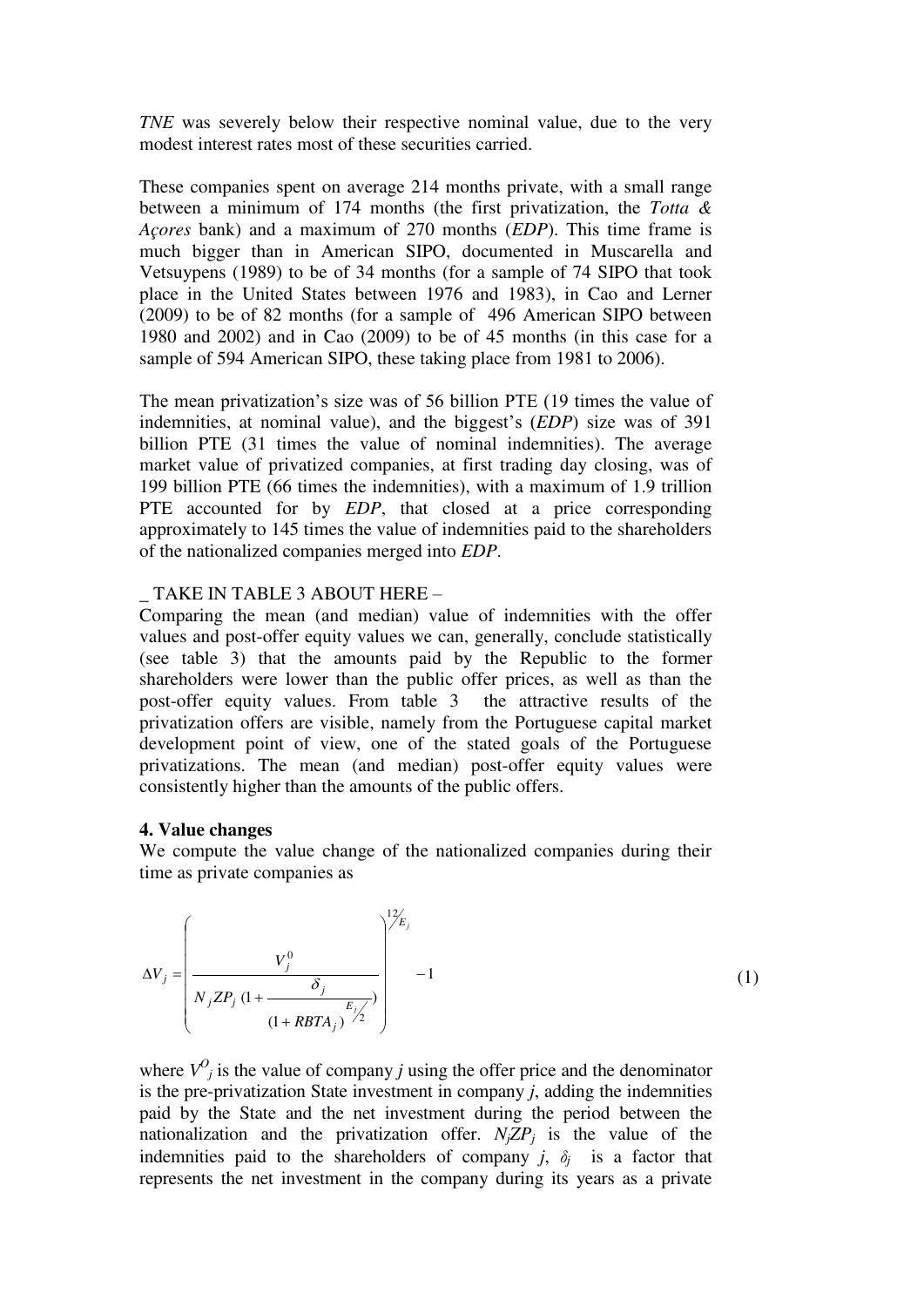*TNE* was severely below their respective nominal value, due to the very modest interest rates most of these securities carried.

These companies spent on average 214 months private, with a small range between a minimum of 174 months (the first privatization, the *Totta & Açores* bank) and a maximum of 270 months (*EDP*). This time frame is much bigger than in American SIPO, documented in Muscarella and Vetsuypens (1989) to be of 34 months (for a sample of 74 SIPO that took place in the United States between 1976 and 1983), in Cao and Lerner (2009) to be of 82 months (for a sample of 496 American SIPO between 1980 and 2002) and in Cao (2009) to be of 45 months (in this case for a sample of 594 American SIPO, these taking place from 1981 to 2006).

The mean privatization's size was of 56 billion PTE (19 times the value of indemnities, at nominal value), and the biggest's (*EDP*) size was of 391 billion PTE (31 times the value of nominal indemnities). The average market value of privatized companies, at first trading day closing, was of 199 billion PTE (66 times the indemnities), with a maximum of 1.9 trillion PTE accounted for by *EDP*, that closed at a price corresponding approximately to 145 times the value of indemnities paid to the shareholders of the nationalized companies merged into *EDP*.

_ TAKE IN TABLE 3 ABOUT HERE –

Comparing the mean (and median) value of indemnities with the offer values and post-offer equity values we can, generally, conclude statistically (see table 3) that the amounts paid by the Republic to the former shareholders were lower than the public offer prices, as well as than the post-offer equity values. From table 3 the attractive results of the privatization offers are visible, namely from the Portuguese capital market development point of view, one of the stated goals of the Portuguese privatizations. The mean (and median) post-offer equity values were consistently higher than the amounts of the public offers.

**4. Value changes**

We compute the value change of the nationalized companies during their time as private companies as

$$\Delta V_j = \left( \frac{V_j^0}{N_j ZP_j \left(1 + \dfrac{\delta_j}{(1 + RBTA_j)^{E_j/2}}\right)} \right)^{12/E_j} - 1 \tag{1}$$

where $V^O_j$ is the value of company *j* using the offer price and the denominator is the pre-privatization State investment in company *j*, adding the indemnities paid by the State and the net investment during the period between the nationalization and the privatization offer. $N_jZP_j$ is the value of the indemnities paid to the shareholders of company *j*, $\delta_j$ is a factor that represents the net investment in the company during its years as a private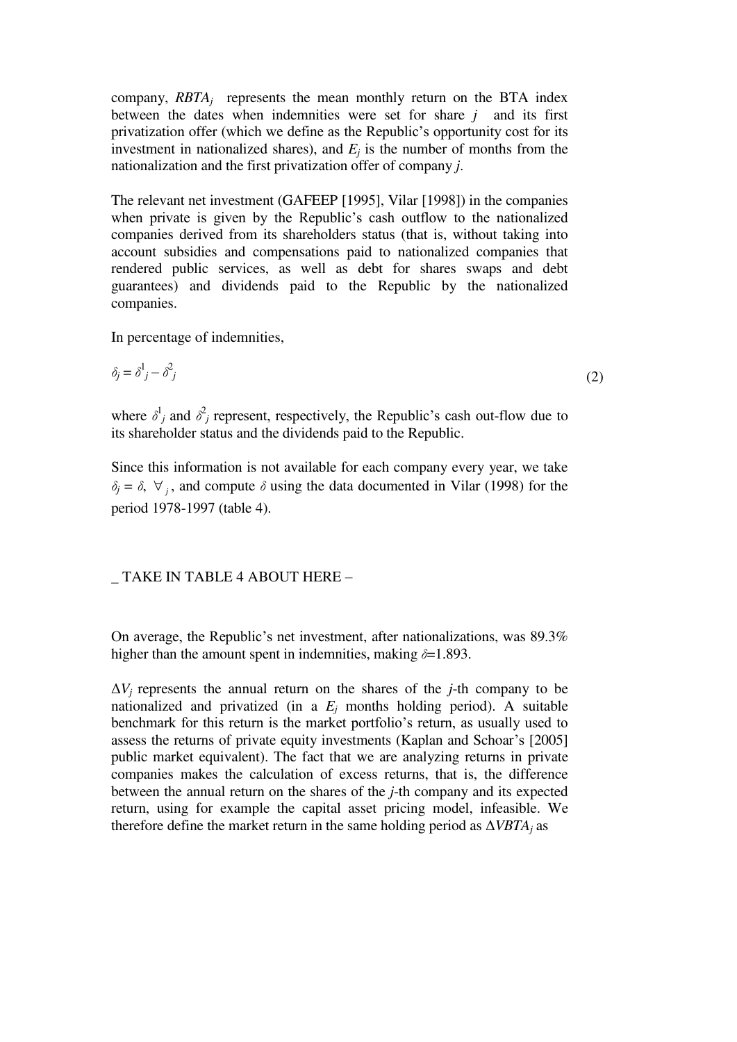company, $RBTA_j$ represents the mean monthly return on the BTA index between the dates when indemnities were set for share $j$ and its first privatization offer (which we define as the Republic's opportunity cost for its investment in nationalized shares), and $E_j$ is the number of months from the nationalization and the first privatization offer of company $j$.

The relevant net investment (GAFEEP [1995], Vilar [1998]) in the companies when private is given by the Republic's cash outflow to the nationalized companies derived from its shareholders status (that is, without taking into account subsidies and compensations paid to nationalized companies that rendered public services, as well as debt for shares swaps and debt guarantees) and dividends paid to the Republic by the nationalized companies.

In percentage of indemnities,

$$\delta_j = \delta^1_j - \delta^2_j \tag{2}$$

where $\delta^1_j$ and $\delta^2_j$ represent, respectively, the Republic's cash out-flow due to its shareholder status and the dividends paid to the Republic.

Since this information is not available for each company every year, we take $\delta_j = \delta, \ \forall_j$, and compute $\delta$ using the data documented in Vilar (1998) for the period 1978-1997 (table 4).

_ TAKE IN TABLE 4 ABOUT HERE –

On average, the Republic's net investment, after nationalizations, was 89.3% higher than the amount spent in indemnities, making $\delta$=1.893.

$\Delta V_j$ represents the annual return on the shares of the $j$-th company to be nationalized and privatized (in a $E_j$ months holding period). A suitable benchmark for this return is the market portfolio's return, as usually used to assess the returns of private equity investments (Kaplan and Schoar's [2005] public market equivalent). The fact that we are analyzing returns in private companies makes the calculation of excess returns, that is, the difference between the annual return on the shares of the $j$-th company and its expected return, using for example the capital asset pricing model, infeasible. We therefore define the market return in the same holding period as $\Delta VBTA_j$ as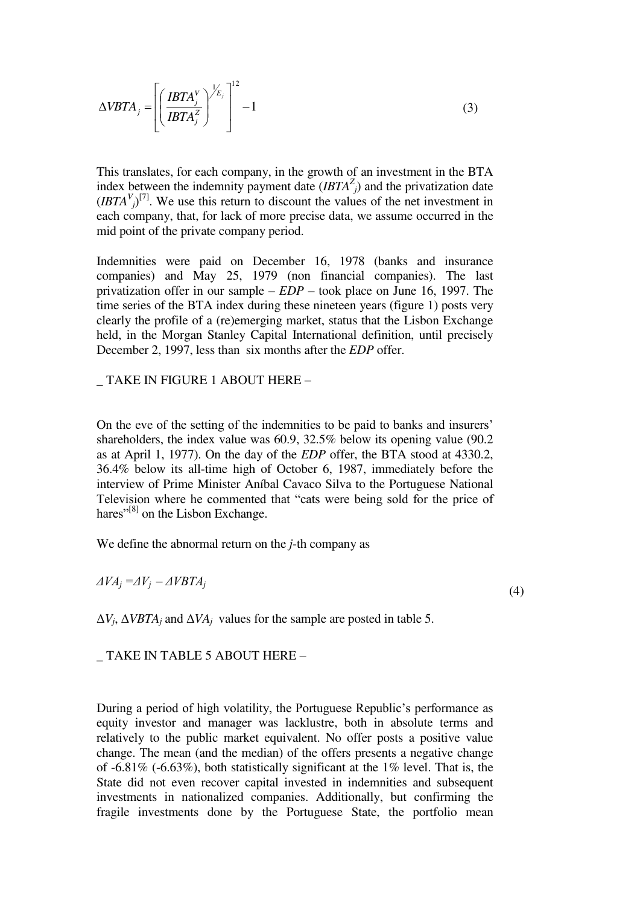$$\Delta VBTA_j = \left[ \left( \frac{IBTA_j^V}{IBTA_j^Z} \right)^{1/E_j} \right]^{12} - 1 \tag{3}$$

This translates, for each company, in the growth of an investment in the BTA index between the indemnity payment date ($IBTA^Z_j$) and the privatization date ($IBTA^V_j$)[7]. We use this return to discount the values of the net investment in each company, that, for lack of more precise data, we assume occurred in the mid point of the private company period.

Indemnities were paid on December 16, 1978 (banks and insurance companies) and May 25, 1979 (non financial companies). The last privatization offer in our sample – *EDP* – took place on June 16, 1997. The time series of the BTA index during these nineteen years (figure 1) posts very clearly the profile of a (re)emerging market, status that the Lisbon Exchange held, in the Morgan Stanley Capital International definition, until precisely December 2, 1997, less than six months after the *EDP* offer.

_ TAKE IN FIGURE 1 ABOUT HERE –

On the eve of the setting of the indemnities to be paid to banks and insurers' shareholders, the index value was 60.9, 32.5% below its opening value (90.2 as at April 1, 1977). On the day of the *EDP* offer, the BTA stood at 4330.2, 36.4% below its all-time high of October 6, 1987, immediately before the interview of Prime Minister Aníbal Cavaco Silva to the Portuguese National Television where he commented that "cats were being sold for the price of hares"[8] on the Lisbon Exchange.

We define the abnormal return on the *j*-th company as

$$\Delta VA_j = \Delta V_j - \Delta VBTA_j \tag{4}$$

$\Delta V_j$, $\Delta VBTA_j$ and $\Delta VA_j$ values for the sample are posted in table 5.

_ TAKE IN TABLE 5 ABOUT HERE –

During a period of high volatility, the Portuguese Republic's performance as equity investor and manager was lacklustre, both in absolute terms and relatively to the public market equivalent. No offer posts a positive value change. The mean (and the median) of the offers presents a negative change of -6.81% (-6.63%), both statistically significant at the 1% level. That is, the State did not even recover capital invested in indemnities and subsequent investments in nationalized companies. Additionally, but confirming the fragile investments done by the Portuguese State, the portfolio mean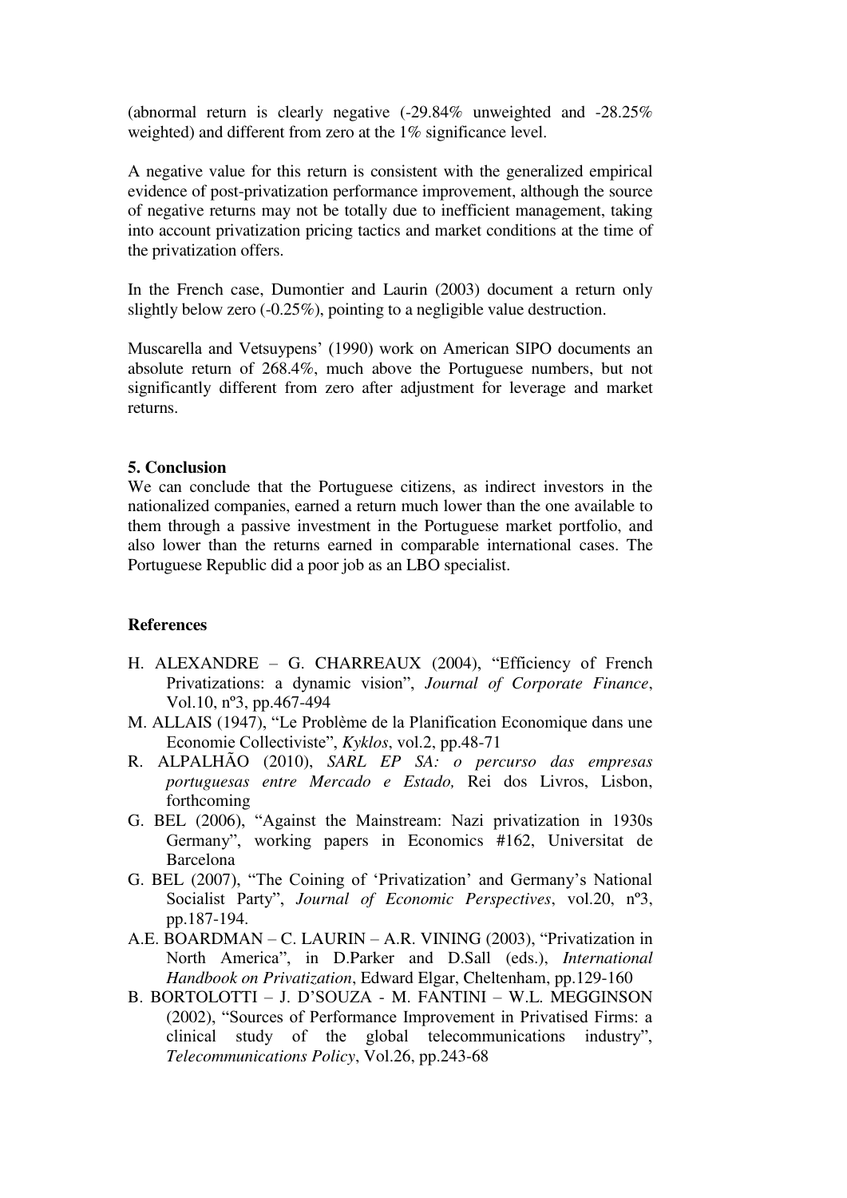(abnormal return is clearly negative (-29.84% unweighted and -28.25% weighted) and different from zero at the 1% significance level.

A negative value for this return is consistent with the generalized empirical evidence of post-privatization performance improvement, although the source of negative returns may not be totally due to inefficient management, taking into account privatization pricing tactics and market conditions at the time of the privatization offers.

In the French case, Dumontier and Laurin (2003) document a return only slightly below zero (-0.25%), pointing to a negligible value destruction.

Muscarella and Vetsuypens' (1990) work on American SIPO documents an absolute return of 268.4%, much above the Portuguese numbers, but not significantly different from zero after adjustment for leverage and market returns.

**5. Conclusion**

We can conclude that the Portuguese citizens, as indirect investors in the nationalized companies, earned a return much lower than the one available to them through a passive investment in the Portuguese market portfolio, and also lower than the returns earned in comparable international cases. The Portuguese Republic did a poor job as an LBO specialist.

**References**

- H. ALEXANDRE – G. CHARREAUX (2004), "Efficiency of French Privatizations: a dynamic vision", *Journal of Corporate Finance*, Vol.10, nº3, pp.467-494
- M. ALLAIS (1947), "Le Problème de la Planification Economique dans une Economie Collectiviste", *Kyklos*, vol.2, pp.48-71
- R. ALPALHÃO (2010), *SARL EP SA: o percurso das empresas portuguesas entre Mercado e Estado,* Rei dos Livros, Lisbon, forthcoming
- G. BEL (2006), "Against the Mainstream: Nazi privatization in 1930s Germany", working papers in Economics #162, Universitat de Barcelona
- G. BEL (2007), "The Coining of 'Privatization' and Germany's National Socialist Party", *Journal of Economic Perspectives*, vol.20, nº3, pp.187-194.
- A.E. BOARDMAN – C. LAURIN – A.R. VINING (2003), "Privatization in North America", in D.Parker and D.Sall (eds.), *International Handbook on Privatization*, Edward Elgar, Cheltenham, pp.129-160
- B. BORTOLOTTI – J. D'SOUZA - M. FANTINI – W.L. MEGGINSON (2002), "Sources of Performance Improvement in Privatised Firms: a clinical study of the global telecommunications industry", *Telecommunications Policy*, Vol.26, pp.243-68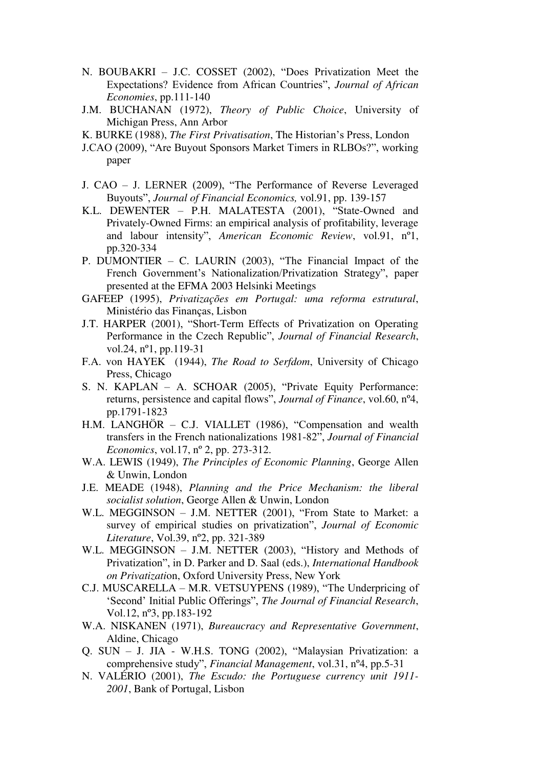N. BOUBAKRI – J.C. COSSET (2002), "Does Privatization Meet the Expectations? Evidence from African Countries", *Journal of African Economies*, pp.111-140

J.M. BUCHANAN (1972), *Theory of Public Choice*, University of Michigan Press, Ann Arbor

K. BURKE (1988), *The First Privatisation*, The Historian's Press, London

J.CAO (2009), "Are Buyout Sponsors Market Timers in RLBOs?", working paper

J. CAO – J. LERNER (2009), "The Performance of Reverse Leveraged Buyouts", *Journal of Financial Economics,* vol.91, pp. 139-157

K.L. DEWENTER – P.H. MALATESTA (2001), "State-Owned and Privately-Owned Firms: an empirical analysis of profitability, leverage and labour intensity", *American Economic Review*, vol.91, nº1, pp.320-334

P. DUMONTIER – C. LAURIN (2003), "The Financial Impact of the French Government's Nationalization/Privatization Strategy", paper presented at the EFMA 2003 Helsinki Meetings

GAFEEP (1995), *Privatizações em Portugal: uma reforma estrutural*, Ministério das Finanças, Lisbon

J.T. HARPER (2001), "Short-Term Effects of Privatization on Operating Performance in the Czech Republic", *Journal of Financial Research*, vol.24, nº1, pp.119-31

F.A. von HAYEK (1944), *The Road to Serfdom*, University of Chicago Press, Chicago

S. N. KAPLAN – A. SCHOAR (2005), "Private Equity Performance: returns, persistence and capital flows", *Journal of Finance*, vol.60, nº4, pp.1791-1823

H.M. LANGHÖR – C.J. VIALLET (1986), "Compensation and wealth transfers in the French nationalizations 1981-82", *Journal of Financial Economics*, vol.17, nº 2, pp. 273-312.

W.A. LEWIS (1949), *The Principles of Economic Planning*, George Allen & Unwin, London

J.E. MEADE (1948), *Planning and the Price Mechanism: the liberal socialist solution*, George Allen & Unwin, London

W.L. MEGGINSON – J.M. NETTER (2001), "From State to Market: a survey of empirical studies on privatization", *Journal of Economic Literature*, Vol.39, nº2, pp. 321-389

W.L. MEGGINSON – J.M. NETTER (2003), "History and Methods of Privatization", in D. Parker and D. Saal (eds.), *International Handbook on Privatization*, Oxford University Press, New York

C.J. MUSCARELLA – M.R. VETSUYPENS (1989), "The Underpricing of 'Second' Initial Public Offerings", *The Journal of Financial Research*, Vol.12, nº3, pp.183-192

W.A. NISKANEN (1971), *Bureaucracy and Representative Government*, Aldine, Chicago

Q. SUN – J. JIA - W.H.S. TONG (2002), "Malaysian Privatization: a comprehensive study", *Financial Management*, vol.31, nº4, pp.5-31

N. VALÉRIO (2001), *The Escudo: the Portuguese currency unit 1911-2001*, Bank of Portugal, Lisbon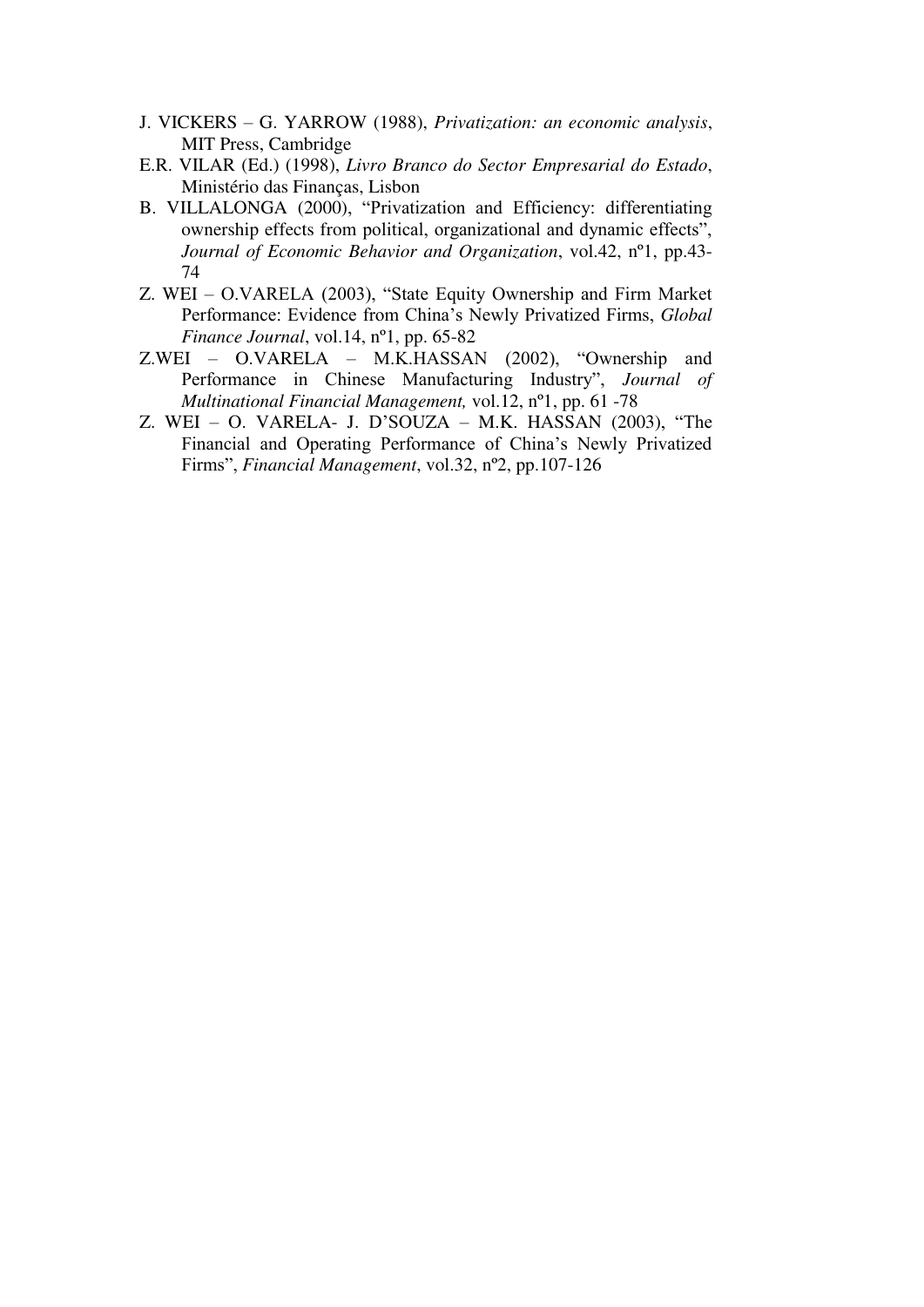J. VICKERS – G. YARROW (1988), *Privatization: an economic analysis*, MIT Press, Cambridge

E.R. VILAR (Ed.) (1998), *Livro Branco do Sector Empresarial do Estado*, Ministério das Finanças, Lisbon

B. VILLALONGA (2000), "Privatization and Efficiency: differentiating ownership effects from political, organizational and dynamic effects", *Journal of Economic Behavior and Organization*, vol.42, nº1, pp.43-74

Z. WEI – O.VARELA (2003), "State Equity Ownership and Firm Market Performance: Evidence from China's Newly Privatized Firms, *Global Finance Journal*, vol.14, nº1, pp. 65-82

Z.WEI – O.VARELA – M.K.HASSAN (2002), "Ownership and Performance in Chinese Manufacturing Industry", *Journal of Multinational Financial Management,* vol.12, nº1, pp. 61 -78

Z. WEI – O. VARELA- J. D'SOUZA – M.K. HASSAN (2003), "The Financial and Operating Performance of China's Newly Privatized Firms", *Financial Management*, vol.32, nº2, pp.107-126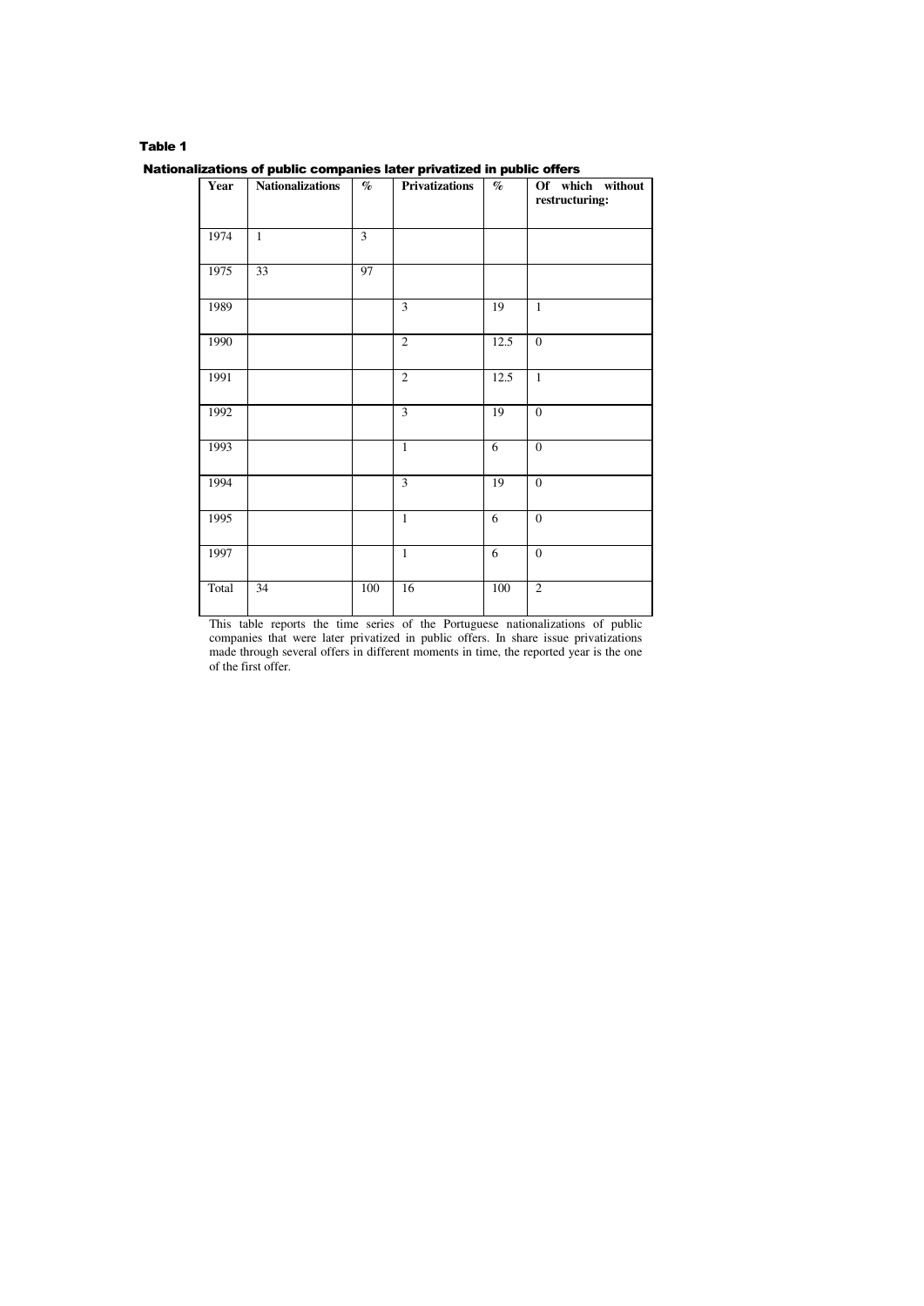**Table 1**

**Nationalizations of public companies later privatized in public offers**

| Year | Nationalizations | % | Privatizations | % | Of which without restructuring: |
|---|---|---|---|---|---|
| 1974 | 1 | 3 | | | |
| 1975 | 33 | 97 | | | |
| 1989 | | | 3 | 19 | 1 |
| 1990 | | | 2 | 12.5 | 0 |
| 1991 | | | 2 | 12.5 | 1 |
| 1992 | | | 3 | 19 | 0 |
| 1993 | | | 1 | 6 | 0 |
| 1994 | | | 3 | 19 | 0 |
| 1995 | | | 1 | 6 | 0 |
| 1997 | | | 1 | 6 | 0 |
| Total | 34 | 100 | 16 | 100 | 2 |

This table reports the time series of the Portuguese nationalizations of public companies that were later privatized in public offers. In share issue privatizations made through several offers in different moments in time, the reported year is the one of the first offer.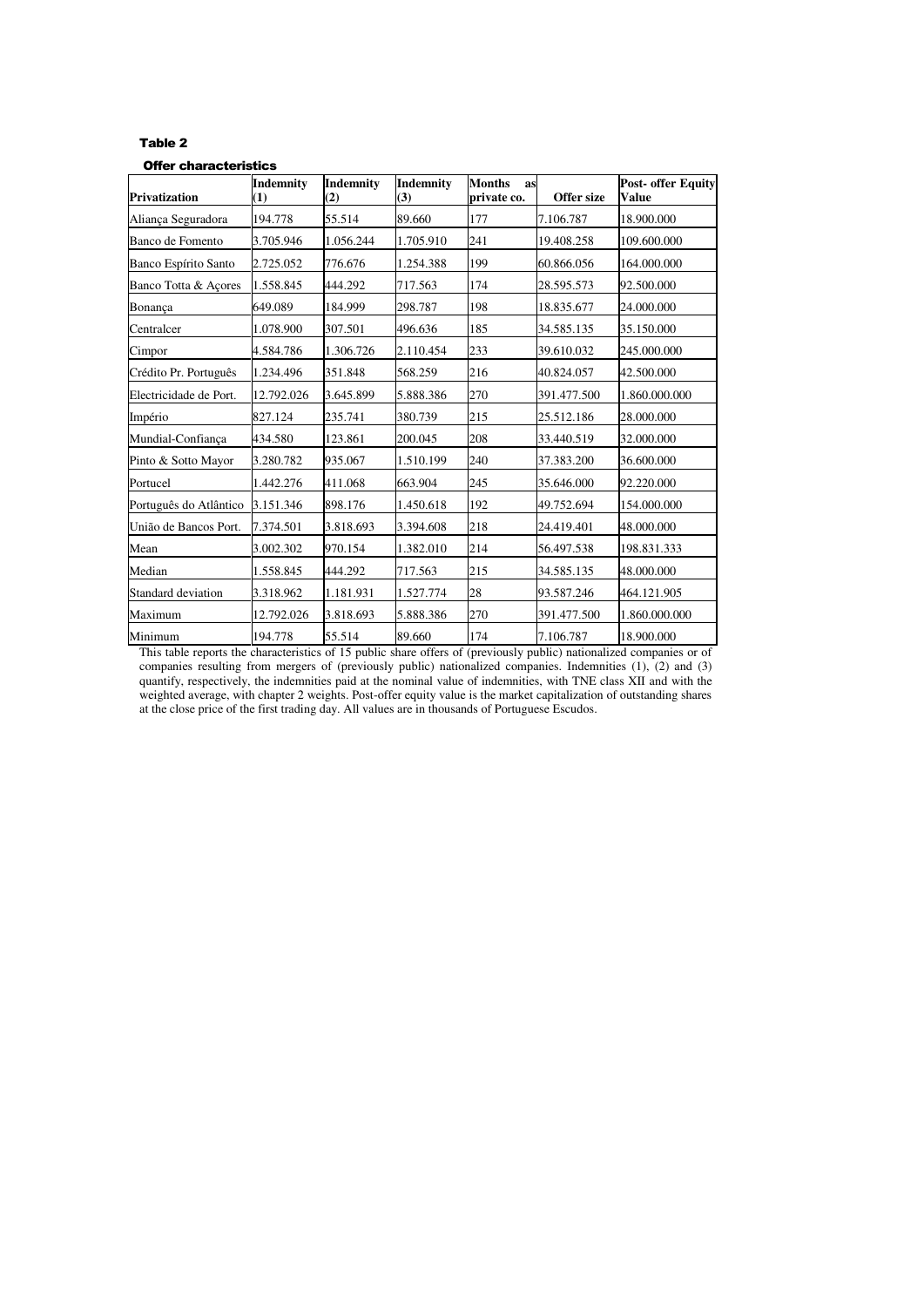**Table 2**

**Offer characteristics**

| Privatization | Indemnity (1) | Indemnity (2) | Indemnity (3) | Months as private co. | Offer size | Post- offer Equity Value |
|---|---|---|---|---|---|---|
| Aliança Seguradora | 194.778 | 55.514 | 89.660 | 177 | 7.106.787 | 18.900.000 |
| Banco de Fomento | 3.705.946 | 1.056.244 | 1.705.910 | 241 | 19.408.258 | 109.600.000 |
| Banco Espírito Santo | 2.725.052 | 776.676 | 1.254.388 | 199 | 60.866.056 | 164.000.000 |
| Banco Totta & Açores | 1.558.845 | 444.292 | 717.563 | 174 | 28.595.573 | 92.500.000 |
| Bonança | 649.089 | 184.999 | 298.787 | 198 | 18.835.677 | 24.000.000 |
| Centralcer | 1.078.900 | 307.501 | 496.636 | 185 | 34.585.135 | 35.150.000 |
| Cimpor | 4.584.786 | 1.306.726 | 2.110.454 | 233 | 39.610.032 | 245.000.000 |
| Crédito Pr. Português | 1.234.496 | 351.848 | 568.259 | 216 | 40.824.057 | 42.500.000 |
| Electricidade de Port. | 12.792.026 | 3.645.899 | 5.888.386 | 270 | 391.477.500 | 1.860.000.000 |
| Império | 827.124 | 235.741 | 380.739 | 215 | 25.512.186 | 28.000.000 |
| Mundial-Confiança | 434.580 | 123.861 | 200.045 | 208 | 33.440.519 | 32.000.000 |
| Pinto & Sotto Mayor | 3.280.782 | 935.067 | 1.510.199 | 240 | 37.383.200 | 36.600.000 |
| Portucel | 1.442.276 | 411.068 | 663.904 | 245 | 35.646.000 | 92.220.000 |
| Português do Atlântico | 3.151.346 | 898.176 | 1.450.618 | 192 | 49.752.694 | 154.000.000 |
| União de Bancos Port. | 7.374.501 | 3.818.693 | 3.394.608 | 218 | 24.419.401 | 48.000.000 |
| Mean | 3.002.302 | 970.154 | 1.382.010 | 214 | 56.497.538 | 198.831.333 |
| Median | 1.558.845 | 444.292 | 717.563 | 215 | 34.585.135 | 48.000.000 |
| Standard deviation | 3.318.962 | 1.181.931 | 1.527.774 | 28 | 93.587.246 | 464.121.905 |
| Maximum | 12.792.026 | 3.818.693 | 5.888.386 | 270 | 391.477.500 | 1.860.000.000 |
| Minimum | 194.778 | 55.514 | 89.660 | 174 | 7.106.787 | 18.900.000 |

This table reports the characteristics of 15 public share offers of (previously public) nationalized companies or of companies resulting from mergers of (previously public) nationalized companies. Indemnities (1), (2) and (3) quantify, respectively, the indemnities paid at the nominal value of indemnities, with TNE class XII and with the weighted average, with chapter 2 weights. Post-offer equity value is the market capitalization of outstanding shares at the close price of the first trading day. All values are in thousands of Portuguese Escudos.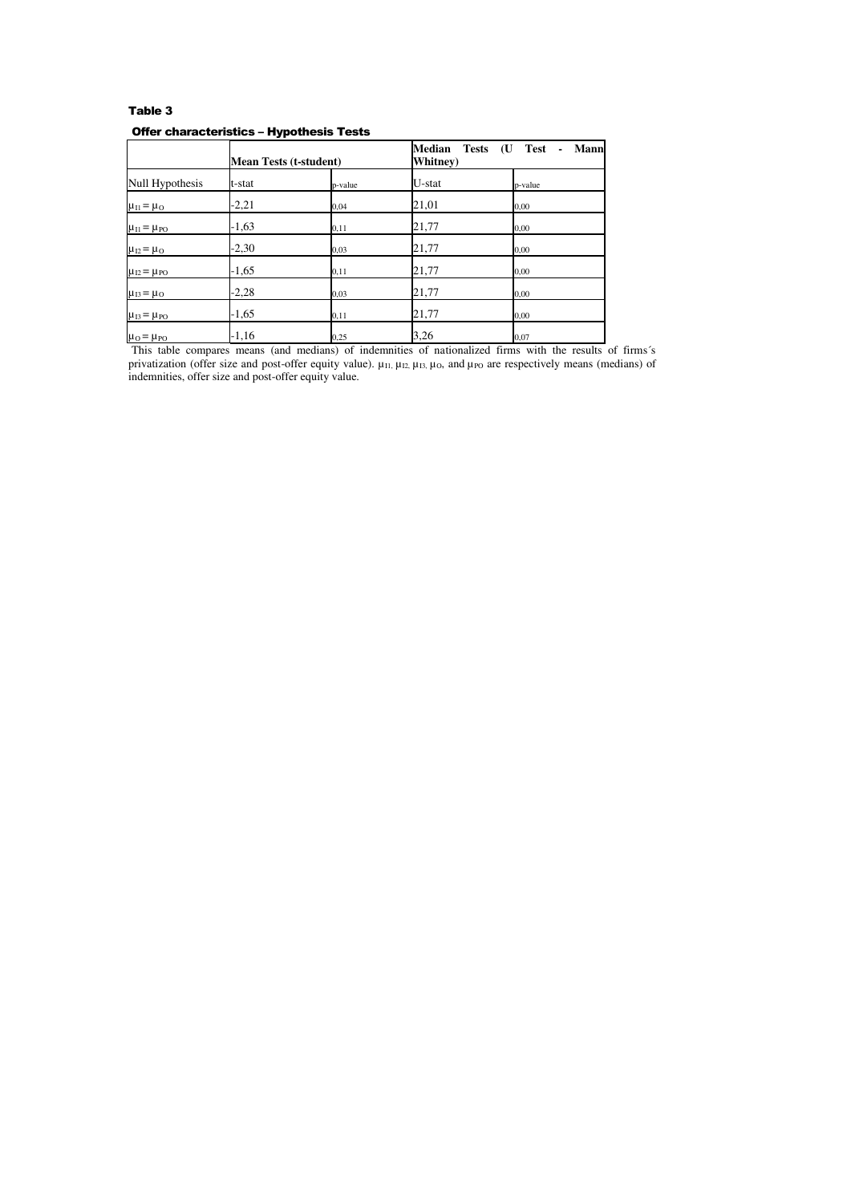# Table 3

## Offer characteristics – Hypothesis Tests

| | Mean Tests (t-student) | | Median Tests (U Test - Mann Whitney) | |
|---|---|---|---|---|
| Null Hypothesis | t-stat | p-value | U-stat | p-value |
| $\mu_{I1} = \mu_{O}$ | -2,21 | 0,04 | 21,01 | 0,00 |
| $\mu_{I1} = \mu_{PO}$ | -1,63 | 0,11 | 21,77 | 0,00 |
| $\mu_{I2} = \mu_{O}$ | -2,30 | 0,03 | 21,77 | 0,00 |
| $\mu_{I2} = \mu_{PO}$ | -1,65 | 0,11 | 21,77 | 0,00 |
| $\mu_{I3} = \mu_{O}$ | -2,28 | 0,03 | 21,77 | 0,00 |
| $\mu_{I3} = \mu_{PO}$ | -1,65 | 0,11 | 21,77 | 0,00 |
| $\mu_{O} = \mu_{PO}$ | -1,16 | 0,25 | 3,26 | 0,07 |

This table compares means (and medians) of indemnities of nationalized firms with the results of firms´s privatization (offer size and post-offer equity value). $\mu_{I1}$, $\mu_{I2}$, $\mu_{I3}$, $\mu_{O}$, and $\mu_{PO}$ are respectively means (medians) of indemnities, offer size and post-offer equity value.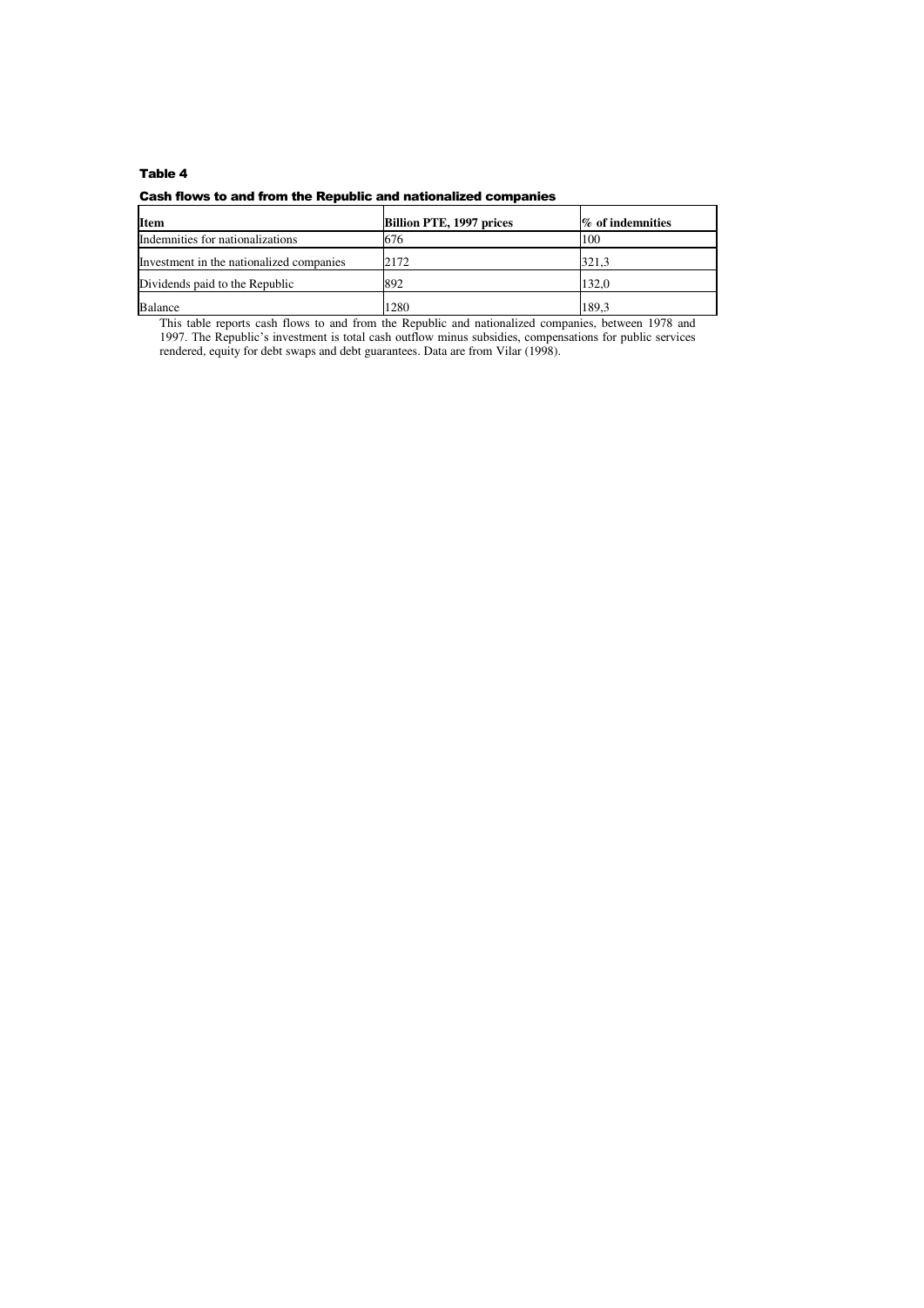**Table 4**

**Cash flows to and from the Republic and nationalized companies**

| Item | Billion PTE, 1997 prices | % of indemnities |
|---|---|---|
| Indemnities for nationalizations | 676 | 100 |
| Investment in the nationalized companies | 2172 | 321,3 |
| Dividends paid to the Republic | 892 | 132,0 |
| Balance | 1280 | 189,3 |

This table reports cash flows to and from the Republic and nationalized companies, between 1978 and 1997. The Republic's investment is total cash outflow minus subsidies, compensations for public services rendered, equity for debt swaps and debt guarantees. Data are from Vilar (1998).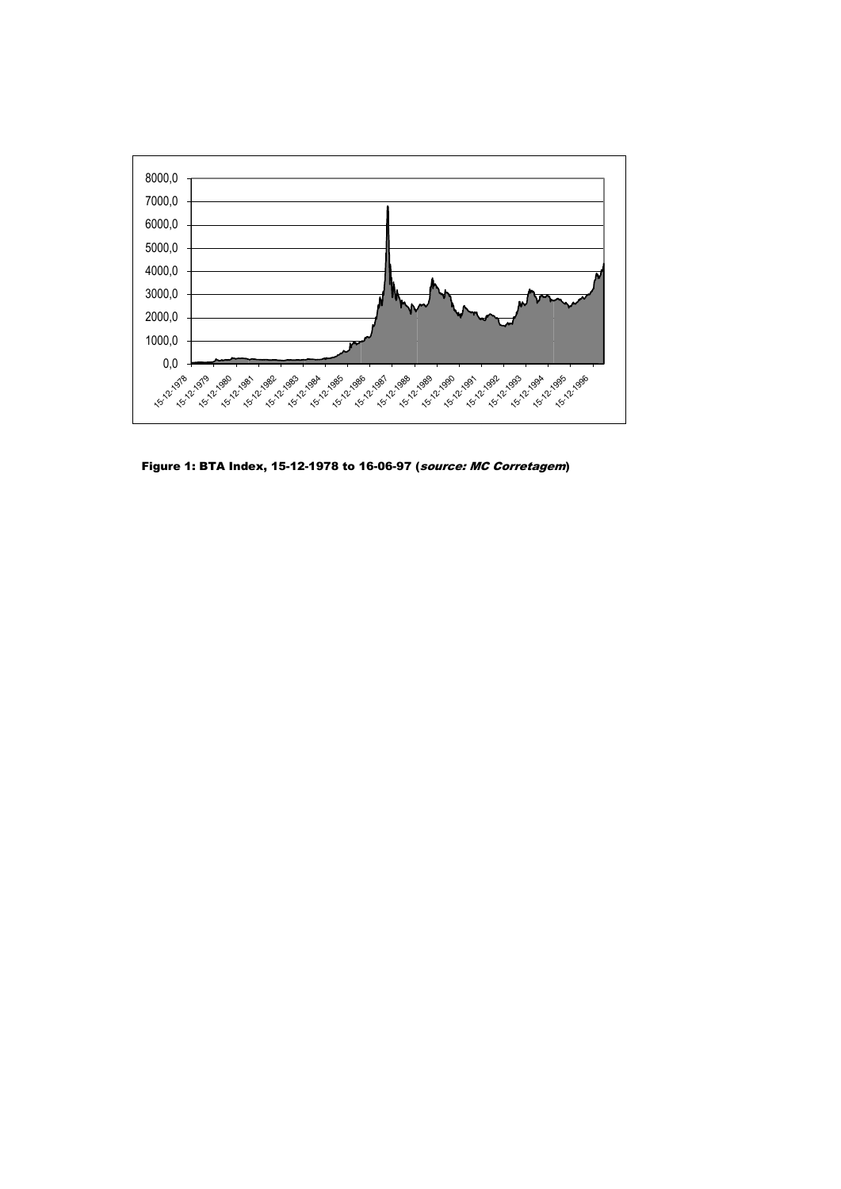**Figure 1: BTA Index, 15-12-1978 to 16-06-97 (*source: MC Corretagem*)**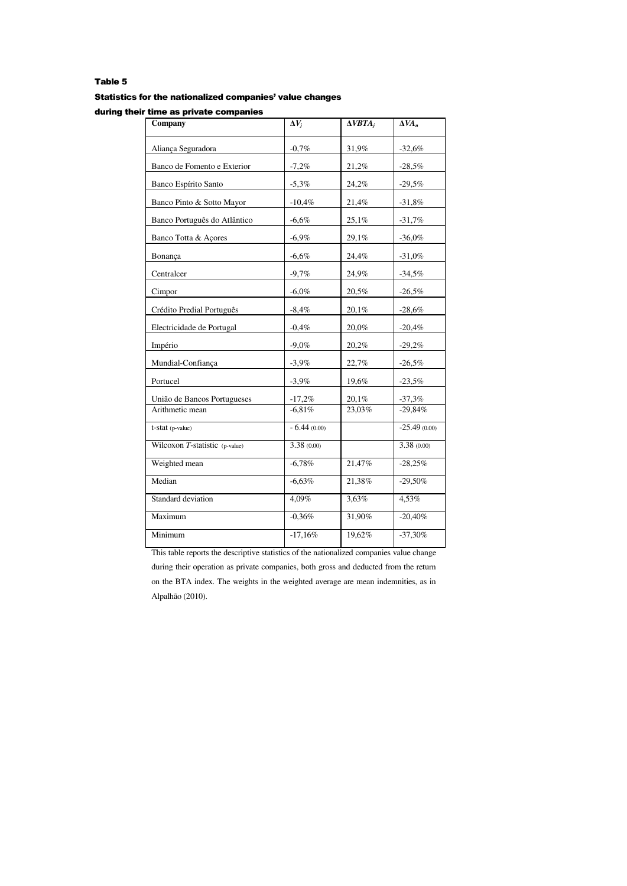**Table 5**

**Statistics for the nationalized companies' value changes during their time as private companies**

| Company | $\Delta V_j$ | $\Delta VBTA_j$ | $\Delta VA_n$ |
|---|---|---|---|
| Aliança Seguradora | -0,7% | 31,9% | -32,6% |
| Banco de Fomento e Exterior | -7,2% | 21,2% | -28,5% |
| Banco Espírito Santo | -5,3% | 24,2% | -29,5% |
| Banco Pinto & Sotto Mayor | -10,4% | 21,4% | -31,8% |
| Banco Português do Atlântico | -6,6% | 25,1% | -31,7% |
| Banco Totta & Açores | -6,9% | 29,1% | -36,0% |
| Bonança | -6,6% | 24,4% | -31,0% |
| Centralcer | -9,7% | 24,9% | -34,5% |
| Cimpor | -6,0% | 20,5% | -26,5% |
| Crédito Predial Português | -8,4% | 20,1% | -28,6% |
| Electricidade de Portugal | -0,4% | 20,0% | -20,4% |
| Império | -9,0% | 20,2% | -29,2% |
| Mundial-Confiança | -3,9% | 22,7% | -26,5% |
| Portucel | -3,9% | 19,6% | -23,5% |
| União de Bancos Portugueses | -17,2% | 20,1% | -37,3% |
| Arithmetic mean | -6,81% | 23,03% | -29,84% |
| t-stat (p-value) | - 6.44 (0.00) | | -25.49 (0.00) |
| Wilcoxon *T*-statistic (p-value) | 3.38 (0.00) | | 3.38 (0.00) |
| Weighted mean | -6,78% | 21,47% | -28,25% |
| Median | -6,63% | 21,38% | -29,50% |
| Standard deviation | 4,09% | 3,63% | 4,53% |
| Maximum | -0,36% | 31,90% | -20,40% |
| Minimum | -17,16% | 19,62% | -37,30% |

This table reports the descriptive statistics of the nationalized companies value change during their operation as private companies, both gross and deducted from the return on the BTA index. The weights in the weighted average are mean indemnities, as in Alpalhão (2010).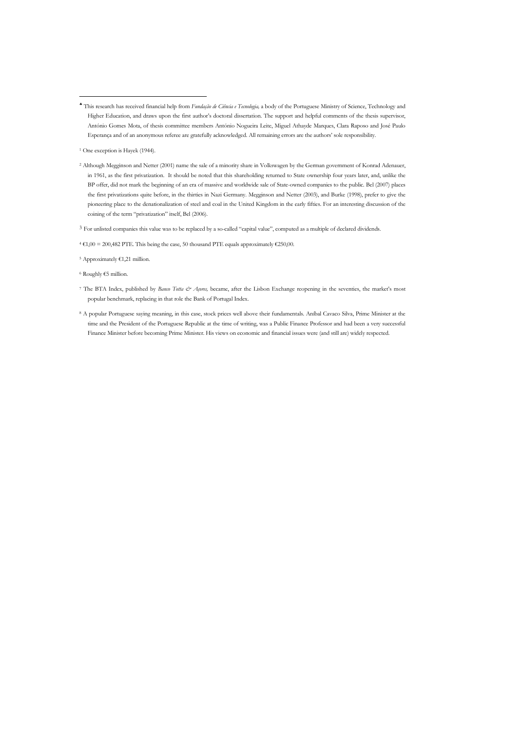♣ This research has received financial help from *Fundação de Ciência e Tecnologia,* a body of the Portuguese Ministry of Science, Technology and Higher Education, and draws upon the first author's doctoral dissertation. The support and helpful comments of the thesis supervisor, António Gomes Mota, of thesis committee members António Nogueira Leite, Miguel Athayde Marques, Clara Raposo and José Paulo Esperança and of an anonymous referee are gratefully acknowledged. All remaining errors are the authors' sole responsibility.

[1] One exception is Hayek (1944).

[2] Although Megginson and Netter (2001) name the sale of a minority share in Volkswagen by the German government of Konrad Adenauer, in 1961, as the first privatization. It should be noted that this shareholding returned to State ownership four years later, and, unlike the BP offer, did not mark the beginning of an era of massive and worldwide sale of State-owned companies to the public. Bel (2007) places the first privatizations quite before, in the thirties in Nazi Germany. Megginson and Netter (2003), and Burke (1998), prefer to give the pioneering place to the denationalization of steel and coal in the United Kingdom in the early fifties. For an interesting discussion of the coining of the term "privatization" itself, Bel (2006).

[3] For unlisted companies this value was to be replaced by a so-called "capital value", computed as a multiple of declared dividends.

[4] €1,00 = 200,482 PTE. This being the case, 50 thousand PTE equals approximately €250,00.

[5] Approximately €1,21 million.

[6] Roughly €5 million.

[7] The BTA Index, published by *Banco Totta & Açores,* became, after the Lisbon Exchange reopening in the seventies, the market's most popular benchmark, replacing in that role the Bank of Portugal Index.

[8] A popular Portuguese saying meaning, in this case, stock prices well above their fundamentals. Aníbal Cavaco Silva, Prime Minister at the time and the President of the Portuguese Republic at the time of writing, was a Public Finance Professor and had been a very successful Finance Minister before becoming Prime Minister. His views on economic and financial issues were (and still are) widely respected.